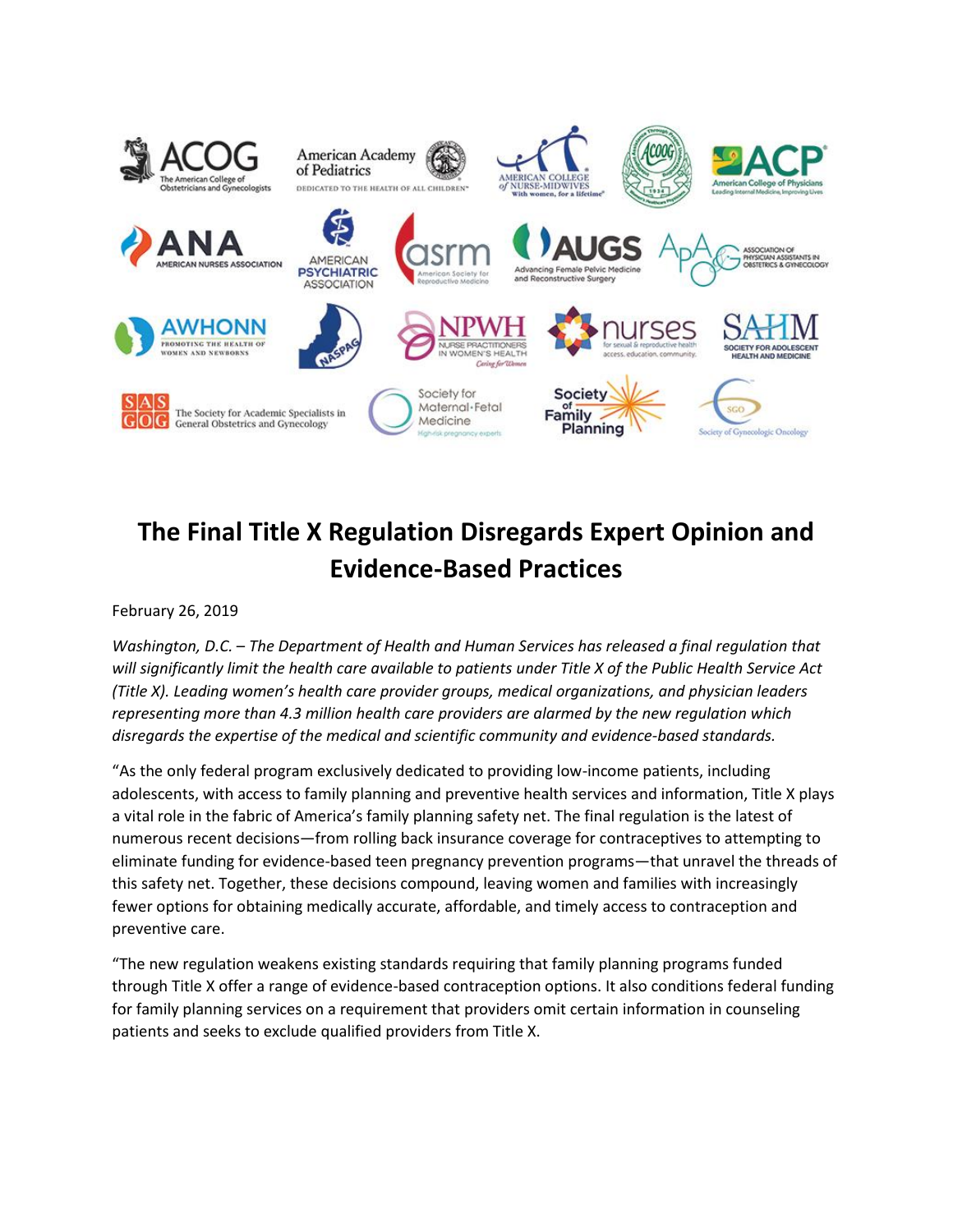# The Final Title X Regulation Disregards Expert Opinion and Evidence-Based Practices

February 26, 2019

*Washington, D.C. – The Department of Health and Human Services has released a final regulation that will significantly limit the health care available to patients under Title X of the Public Health Service Act (Title X). Leading women's health care provider groups, medical organizations, and physician leaders representing more than 4.3 million health care providers are alarmed by the new regulation which disregards the expertise of the medical and scientific community and evidence-based standards.*

"As the only federal program exclusively dedicated to providing low-income patients, including adolescents, with access to family planning and preventive health services and information, Title X plays a vital role in the fabric of America's family planning safety net. The final regulation is the latest of numerous recent decisions—from rolling back insurance coverage for contraceptives to attempting to eliminate funding for evidence-based teen pregnancy prevention programs—that unravel the threads of this safety net. Together, these decisions compound, leaving women and families with increasingly fewer options for obtaining medically accurate, affordable, and timely access to contraception and preventive care.

"The new regulation weakens existing standards requiring that family planning programs funded through Title X offer a range of evidence-based contraception options. It also conditions federal funding for family planning services on a requirement that providers omit certain information in counseling patients and seeks to exclude qualified providers from Title X.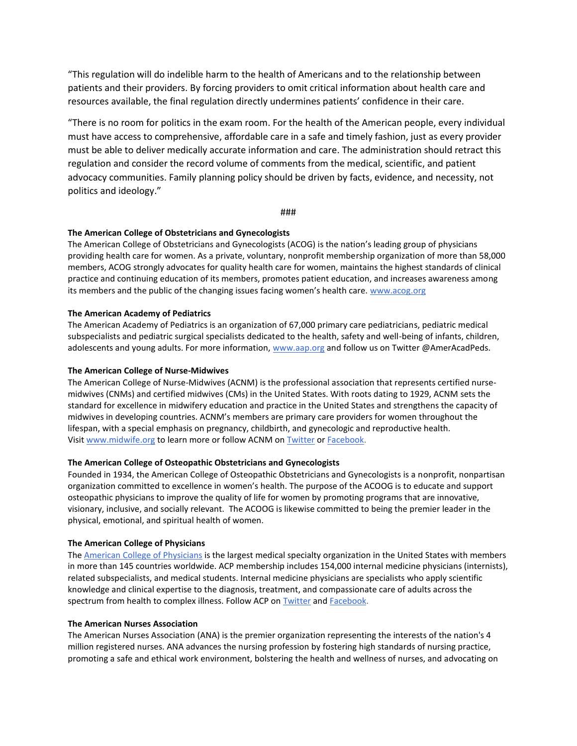"This regulation will do indelible harm to the health of Americans and to the relationship between patients and their providers. By forcing providers to omit critical information about health care and resources available, the final regulation directly undermines patients' confidence in their care.

"There is no room for politics in the exam room. For the health of the American people, every individual must have access to comprehensive, affordable care in a safe and timely fashion, just as every provider must be able to deliver medically accurate information and care. The administration should retract this regulation and consider the record volume of comments from the medical, scientific, and patient advocacy communities. Family planning policy should be driven by facts, evidence, and necessity, not politics and ideology."

###

**The American College of Obstetricians and Gynecologists**
The American College of Obstetricians and Gynecologists (ACOG) is the nation's leading group of physicians providing health care for women. As a private, voluntary, nonprofit membership organization of more than 58,000 members, ACOG strongly advocates for quality health care for women, maintains the highest standards of clinical practice and continuing education of its members, promotes patient education, and increases awareness among its members and the public of the changing issues facing women's health care. www.acog.org

**The American Academy of Pediatrics**
The American Academy of Pediatrics is an organization of 67,000 primary care pediatricians, pediatric medical subspecialists and pediatric surgical specialists dedicated to the health, safety and well-being of infants, children, adolescents and young adults. For more information, www.aap.org and follow us on Twitter @AmerAcadPeds.

**The American College of Nurse-Midwives**
The American College of Nurse-Midwives (ACNM) is the professional association that represents certified nurse-midwives (CNMs) and certified midwives (CMs) in the United States. With roots dating to 1929, ACNM sets the standard for excellence in midwifery education and practice in the United States and strengthens the capacity of midwives in developing countries. ACNM's members are primary care providers for women throughout the lifespan, with a special emphasis on pregnancy, childbirth, and gynecologic and reproductive health. Visit www.midwife.org to learn more or follow ACNM on Twitter or Facebook.

**The American College of Osteopathic Obstetricians and Gynecologists**
Founded in 1934, the American College of Osteopathic Obstetricians and Gynecologists is a nonprofit, nonpartisan organization committed to excellence in women's health. The purpose of the ACOOG is to educate and support osteopathic physicians to improve the quality of life for women by promoting programs that are innovative, visionary, inclusive, and socially relevant. The ACOOG is likewise committed to being the premier leader in the physical, emotional, and spiritual health of women.

**The American College of Physicians**
The American College of Physicians is the largest medical specialty organization in the United States with members in more than 145 countries worldwide. ACP membership includes 154,000 internal medicine physicians (internists), related subspecialists, and medical students. Internal medicine physicians are specialists who apply scientific knowledge and clinical expertise to the diagnosis, treatment, and compassionate care of adults across the spectrum from health to complex illness. Follow ACP on Twitter and Facebook.

**The American Nurses Association**
The American Nurses Association (ANA) is the premier organization representing the interests of the nation's 4 million registered nurses. ANA advances the nursing profession by fostering high standards of nursing practice, promoting a safe and ethical work environment, bolstering the health and wellness of nurses, and advocating on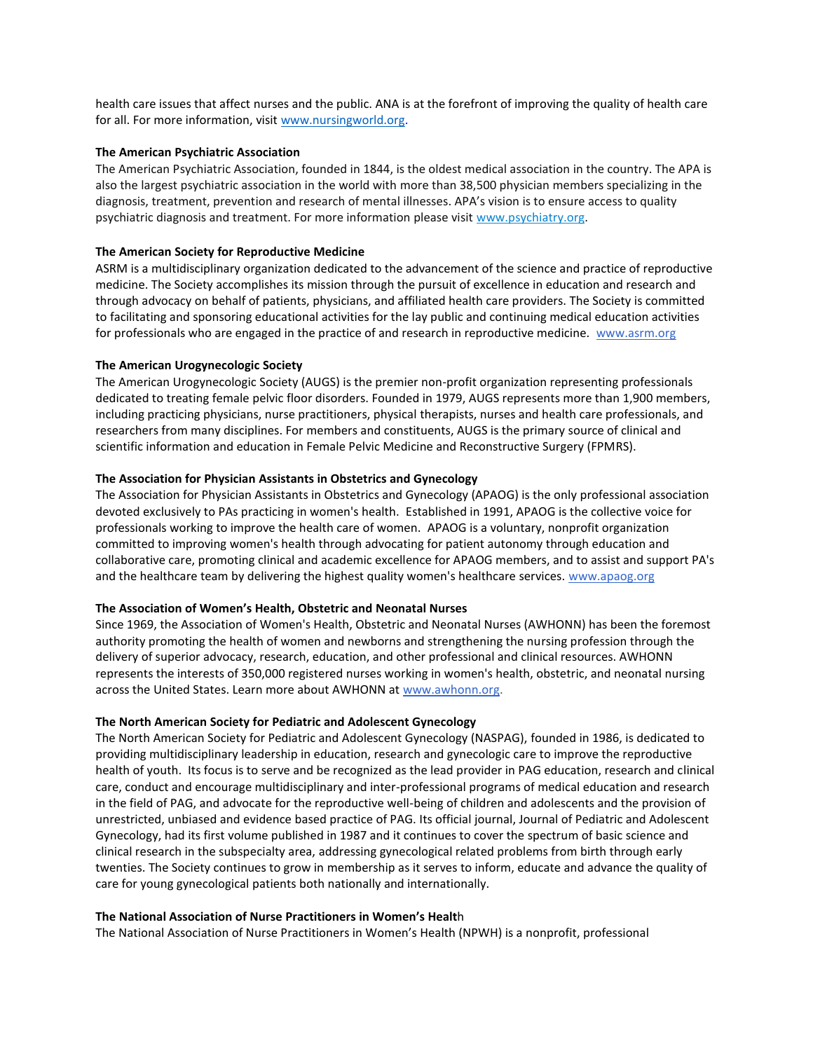health care issues that affect nurses and the public. ANA is at the forefront of improving the quality of health care for all. For more information, visit [www.nursingworld.org](http://www.nursingworld.org).

**The American Psychiatric Association**

The American Psychiatric Association, founded in 1844, is the oldest medical association in the country. The APA is also the largest psychiatric association in the world with more than 38,500 physician members specializing in the diagnosis, treatment, prevention and research of mental illnesses. APA's vision is to ensure access to quality psychiatric diagnosis and treatment. For more information please visit [www.psychiatry.org](http://www.psychiatry.org).

**The American Society for Reproductive Medicine**

ASRM is a multidisciplinary organization dedicated to the advancement of the science and practice of reproductive medicine. The Society accomplishes its mission through the pursuit of excellence in education and research and through advocacy on behalf of patients, physicians, and affiliated health care providers. The Society is committed to facilitating and sponsoring educational activities for the lay public and continuing medical education activities for professionals who are engaged in the practice of and research in reproductive medicine. [www.asrm.org](http://www.asrm.org)

**The American Urogynecologic Society**

The American Urogynecologic Society (AUGS) is the premier non-profit organization representing professionals dedicated to treating female pelvic floor disorders. Founded in 1979, AUGS represents more than 1,900 members, including practicing physicians, nurse practitioners, physical therapists, nurses and health care professionals, and researchers from many disciplines. For members and constituents, AUGS is the primary source of clinical and scientific information and education in Female Pelvic Medicine and Reconstructive Surgery (FPMRS).

**The Association for Physician Assistants in Obstetrics and Gynecology**

The Association for Physician Assistants in Obstetrics and Gynecology (APAOG) is the only professional association devoted exclusively to PAs practicing in women's health. Established in 1991, APAOG is the collective voice for professionals working to improve the health care of women. APAOG is a voluntary, nonprofit organization committed to improving women's health through advocating for patient autonomy through education and collaborative care, promoting clinical and academic excellence for APAOG members, and to assist and support PA's and the healthcare team by delivering the highest quality women's healthcare services. [www.apaog.org](http://www.apaog.org)

**The Association of Women's Health, Obstetric and Neonatal Nurses**

Since 1969, the Association of Women's Health, Obstetric and Neonatal Nurses (AWHONN) has been the foremost authority promoting the health of women and newborns and strengthening the nursing profession through the delivery of superior advocacy, research, education, and other professional and clinical resources. AWHONN represents the interests of 350,000 registered nurses working in women's health, obstetric, and neonatal nursing across the United States. Learn more about AWHONN at [www.awhonn.org](http://www.awhonn.org).

**The North American Society for Pediatric and Adolescent Gynecology**

The North American Society for Pediatric and Adolescent Gynecology (NASPAG), founded in 1986, is dedicated to providing multidisciplinary leadership in education, research and gynecologic care to improve the reproductive health of youth. Its focus is to serve and be recognized as the lead provider in PAG education, research and clinical care, conduct and encourage multidisciplinary and inter-professional programs of medical education and research in the field of PAG, and advocate for the reproductive well-being of children and adolescents and the provision of unrestricted, unbiased and evidence based practice of PAG. Its official journal, Journal of Pediatric and Adolescent Gynecology, had its first volume published in 1987 and it continues to cover the spectrum of basic science and clinical research in the subspecialty area, addressing gynecological related problems from birth through early twenties. The Society continues to grow in membership as it serves to inform, educate and advance the quality of care for young gynecological patients both nationally and internationally.

**The National Association of Nurse Practitioners in Women's Health**

The National Association of Nurse Practitioners in Women's Health (NPWH) is a nonprofit, professional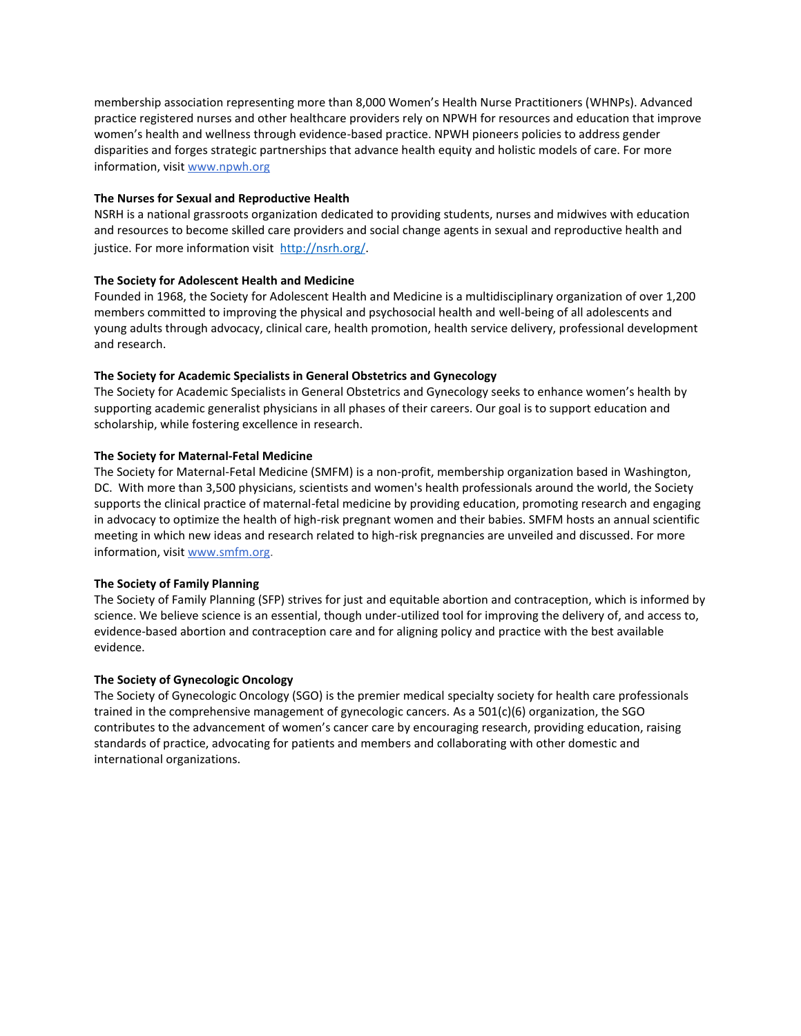membership association representing more than 8,000 Women's Health Nurse Practitioners (WHNPs). Advanced practice registered nurses and other healthcare providers rely on NPWH for resources and education that improve women's health and wellness through evidence-based practice. NPWH pioneers policies to address gender disparities and forges strategic partnerships that advance health equity and holistic models of care. For more information, visit www.npwh.org

**The Nurses for Sexual and Reproductive Health**

NSRH is a national grassroots organization dedicated to providing students, nurses and midwives with education and resources to become skilled care providers and social change agents in sexual and reproductive health and justice. For more information visit http://nsrh.org/.

**The Society for Adolescent Health and Medicine**

Founded in 1968, the Society for Adolescent Health and Medicine is a multidisciplinary organization of over 1,200 members committed to improving the physical and psychosocial health and well-being of all adolescents and young adults through advocacy, clinical care, health promotion, health service delivery, professional development and research.

**The Society for Academic Specialists in General Obstetrics and Gynecology**

The Society for Academic Specialists in General Obstetrics and Gynecology seeks to enhance women's health by supporting academic generalist physicians in all phases of their careers. Our goal is to support education and scholarship, while fostering excellence in research.

**The Society for Maternal-Fetal Medicine**

The Society for Maternal-Fetal Medicine (SMFM) is a non-profit, membership organization based in Washington, DC. With more than 3,500 physicians, scientists and women's health professionals around the world, the Society supports the clinical practice of maternal-fetal medicine by providing education, promoting research and engaging in advocacy to optimize the health of high-risk pregnant women and their babies. SMFM hosts an annual scientific meeting in which new ideas and research related to high-risk pregnancies are unveiled and discussed. For more information, visit www.smfm.org.

**The Society of Family Planning**

The Society of Family Planning (SFP) strives for just and equitable abortion and contraception, which is informed by science. We believe science is an essential, though under-utilized tool for improving the delivery of, and access to, evidence-based abortion and contraception care and for aligning policy and practice with the best available evidence.

**The Society of Gynecologic Oncology**

The Society of Gynecologic Oncology (SGO) is the premier medical specialty society for health care professionals trained in the comprehensive management of gynecologic cancers. As a 501(c)(6) organization, the SGO contributes to the advancement of women's cancer care by encouraging research, providing education, raising standards of practice, advocating for patients and members and collaborating with other domestic and international organizations.